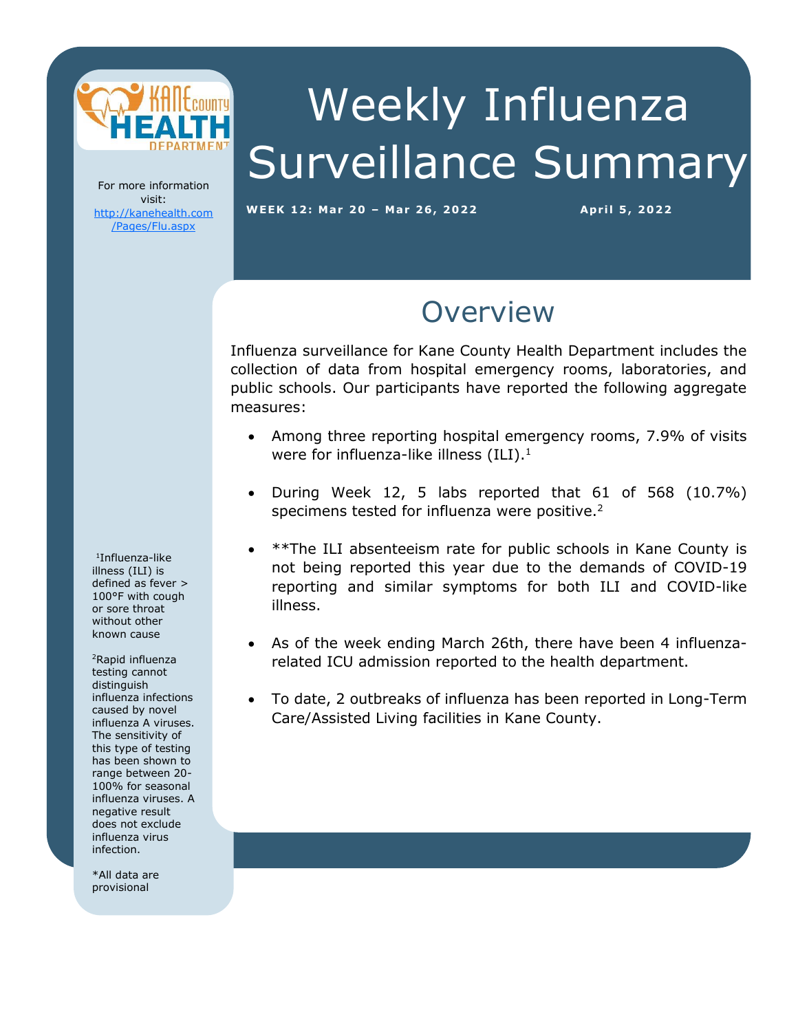# Weekly Influenza Surveillance Summary

**WEEK 12: Mar 20 – Mar 26, 2022** **April 5, 2022**

For more information visit: http://kanehealth.com/Pages/Flu.aspx

## Overview

Influenza surveillance for Kane County Health Department includes the collection of data from hospital emergency rooms, laboratories, and public schools. Our participants have reported the following aggregate measures:

- Among three reporting hospital emergency rooms, 7.9% of visits were for influenza-like illness (ILI).[1]
- During Week 12, 5 labs reported that 61 of 568 (10.7%) specimens tested for influenza were positive.[2]
- **The ILI absenteeism rate for public schools in Kane County is not being reported this year due to the demands of COVID-19 reporting and similar symptoms for both ILI and COVID-like illness.
- As of the week ending March 26th, there have been 4 influenza-related ICU admission reported to the health department.
- To date, 2 outbreaks of influenza has been reported in Long-Term Care/Assisted Living facilities in Kane County.

[1]Influenza-like illness (ILI) is defined as fever > 100°F with cough or sore throat without other known cause

[2]Rapid influenza testing cannot distinguish influenza infections caused by novel influenza A viruses. The sensitivity of this type of testing has been shown to range between 20-100% for seasonal influenza viruses. A negative result does not exclude influenza virus infection.

*All data are provisional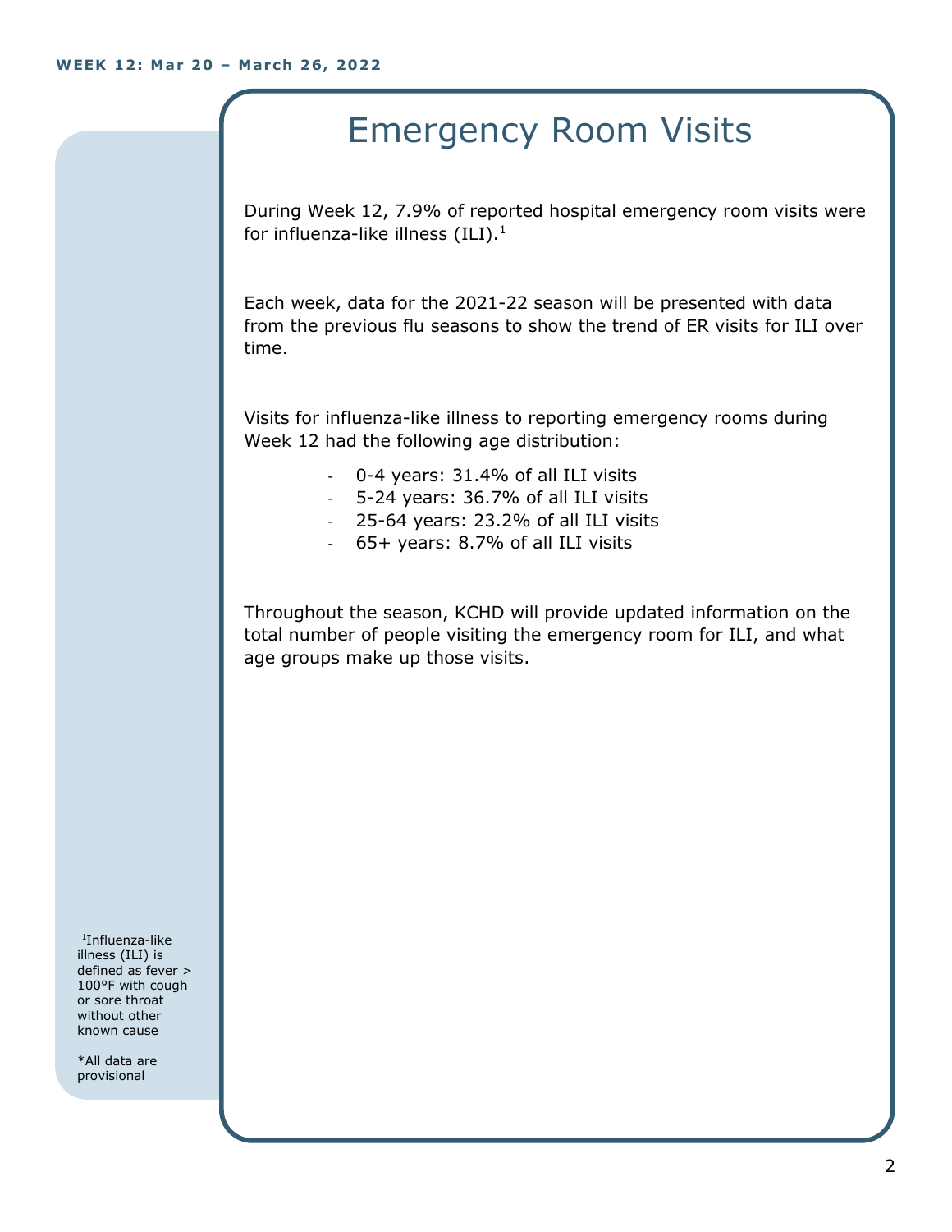# Emergency Room Visits

During Week 12, 7.9% of reported hospital emergency room visits were for influenza-like illness (ILI).[1]

Each week, data for the 2021-22 season will be presented with data from the previous flu seasons to show the trend of ER visits for ILI over time.

Visits for influenza-like illness to reporting emergency rooms during Week 12 had the following age distribution:

- 0-4 years: 31.4% of all ILI visits
- 5-24 years: 36.7% of all ILI visits
- 25-64 years: 23.2% of all ILI visits
- 65+ years: 8.7% of all ILI visits

Throughout the season, KCHD will provide updated information on the total number of people visiting the emergency room for ILI, and what age groups make up those visits.

[1]Influenza-like illness (ILI) is defined as fever > 100°F with cough or sore throat without other known cause

*All data are provisional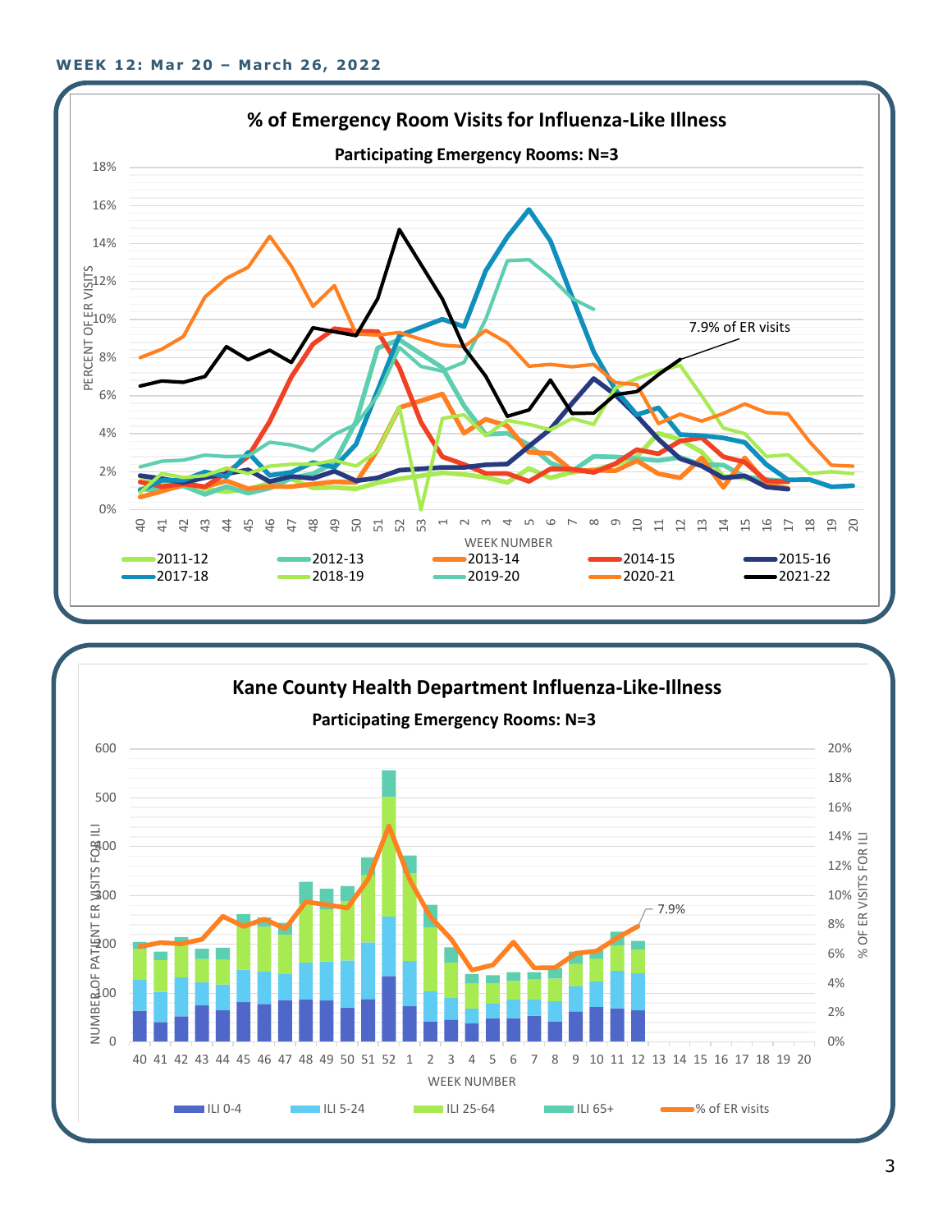**WEEK 12: Mar 20 – March 26, 2022**

## % of Emergency Room Visits for Influenza-Like Illness

**Participating Emergency Rooms: N=3**

PERCENT OF ER VISITS (0%–18%) by WEEK NUMBER (40–53, 1–20)

Legend: 2011-12, 2012-13, 2013-14, 2014-15, 2015-16, 2017-18, 2018-19, 2019-20, 2020-21, 2021-22

Annotation: 7.9% of ER visits

## Kane County Health Department Influenza-Like-Illness

**Participating Emergency Rooms: N=3**

NUMBER OF PATIENT ER VISITS FOR ILI (0–600); % OF ER VISITS FOR ILI (0%–20%) by WEEK NUMBER (40–52, 1–20)

Legend: ILI 0-4, ILI 5-24, ILI 25-64, ILI 65+, % of ER visits

Annotation: 7.9%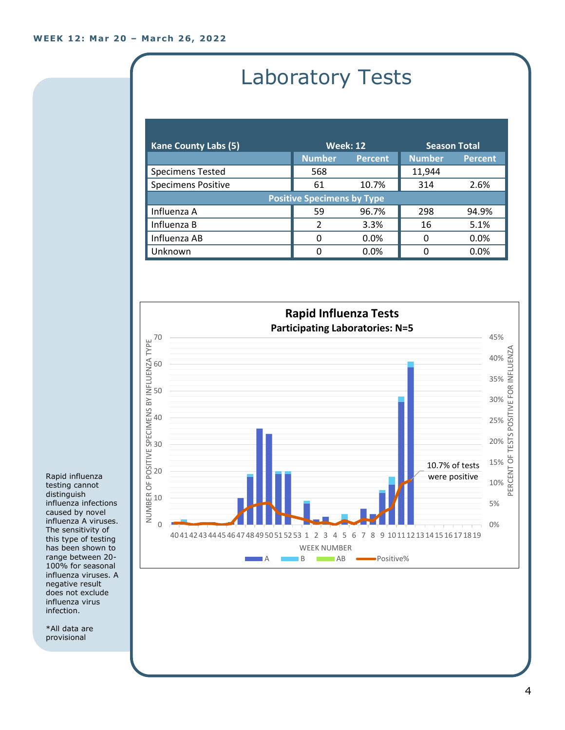WEEK 12: Mar 20 – March 26, 2022

# Laboratory Tests

| Kane County Labs (5) | Week: 12 | | Season Total | |
|---|---|---|---|---|
| | Number | Percent | Number | Percent |
| Specimens Tested | 568 | | 11,944 | |
| Specimens Positive | 61 | 10.7% | 314 | 2.6% |
| **Positive Specimens by Type** | | | | |
| Influenza A | 59 | 96.7% | 298 | 94.9% |
| Influenza B | 2 | 3.3% | 16 | 5.1% |
| Influenza AB | 0 | 0.0% | 0 | 0.0% |
| Unknown | 0 | 0.0% | 0 | 0.0% |

**Rapid Influenza Tests**
**Participating Laboratories: N=5**

10.7% of tests were positive

Rapid influenza testing cannot distinguish influenza infections caused by novel influenza A viruses. The sensitivity of this type of testing has been shown to range between 20-100% for seasonal influenza viruses. A negative result does not exclude influenza virus infection.

*All data are provisional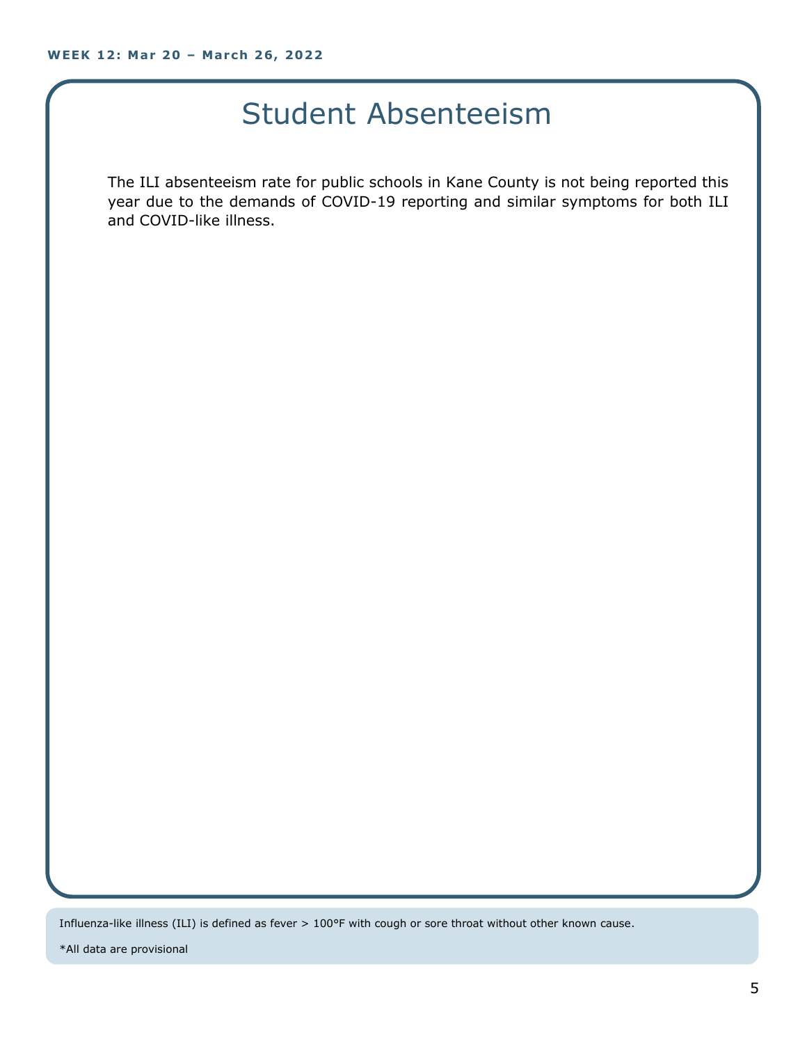# Student Absenteeism

The ILI absenteeism rate for public schools in Kane County is not being reported this year due to the demands of COVID-19 reporting and similar symptoms for both ILI and COVID-like illness.

Influenza-like illness (ILI) is defined as fever > 100°F with cough or sore throat without other known cause.

*All data are provisional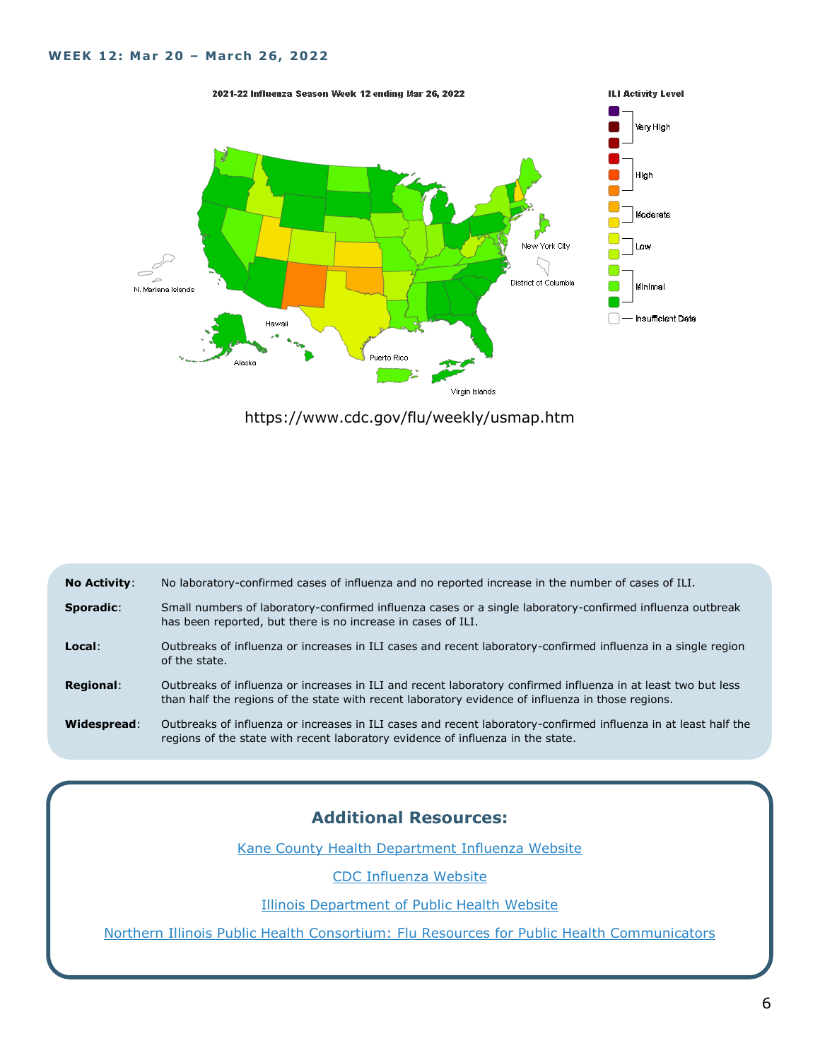**WEEK 12: Mar 20 – March 26, 2022**

2021-22 Influenza Season Week 12 ending Mar 26, 2022

ILI Activity Level

Very High

High

Moderate

Low

Minimal

Insufficient Data

N. Mariana Islands

New York City

District of Columbia

Hawaii

Alaska

Puerto Rico

Virgin Islands

https://www.cdc.gov/flu/weekly/usmap.htm

| | |
|---|---|
| **No Activity**: | No laboratory-confirmed cases of influenza and no reported increase in the number of cases of ILI. |
| **Sporadic**: | Small numbers of laboratory-confirmed influenza cases or a single laboratory-confirmed influenza outbreak has been reported, but there is no increase in cases of ILI. |
| **Local**: | Outbreaks of influenza or increases in ILI cases and recent laboratory-confirmed influenza in a single region of the state. |
| **Regional**: | Outbreaks of influenza or increases in ILI and recent laboratory confirmed influenza in at least two but less than half the regions of the state with recent laboratory evidence of influenza in those regions. |
| **Widespread**: | Outbreaks of influenza or increases in ILI cases and recent laboratory-confirmed influenza in at least half the regions of the state with recent laboratory evidence of influenza in the state. |

## Additional Resources:

Kane County Health Department Influenza Website

CDC Influenza Website

Illinois Department of Public Health Website

Northern Illinois Public Health Consortium: Flu Resources for Public Health Communicators